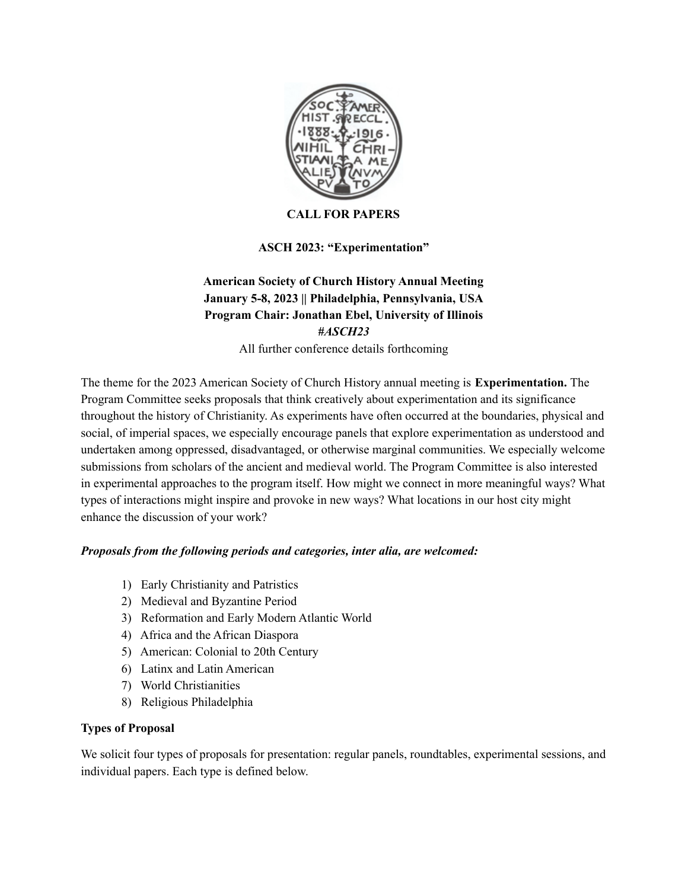**CALL FOR PAPERS**

**ASCH 2023: "Experimentation"**

**American Society of Church History Annual Meeting**
**January 5-8, 2023 || Philadelphia, Pennsylvania, USA**
**Program Chair: Jonathan Ebel, University of Illinois**
***#ASCH23***
All further conference details forthcoming

The theme for the 2023 American Society of Church History annual meeting is **Experimentation.** The Program Committee seeks proposals that think creatively about experimentation and its significance throughout the history of Christianity. As experiments have often occurred at the boundaries, physical and social, of imperial spaces, we especially encourage panels that explore experimentation as understood and undertaken among oppressed, disadvantaged, or otherwise marginal communities. We especially welcome submissions from scholars of the ancient and medieval world. The Program Committee is also interested in experimental approaches to the program itself. How might we connect in more meaningful ways? What types of interactions might inspire and provoke in new ways? What locations in our host city might enhance the discussion of your work?

***Proposals from the following periods and categories, inter alia, are welcomed:***

1) Early Christianity and Patristics
2) Medieval and Byzantine Period
3) Reformation and Early Modern Atlantic World
4) Africa and the African Diaspora
5) American: Colonial to 20th Century
6) Latinx and Latin American
7) World Christianities
8) Religious Philadelphia

**Types of Proposal**

We solicit four types of proposals for presentation: regular panels, roundtables, experimental sessions, and individual papers. Each type is defined below.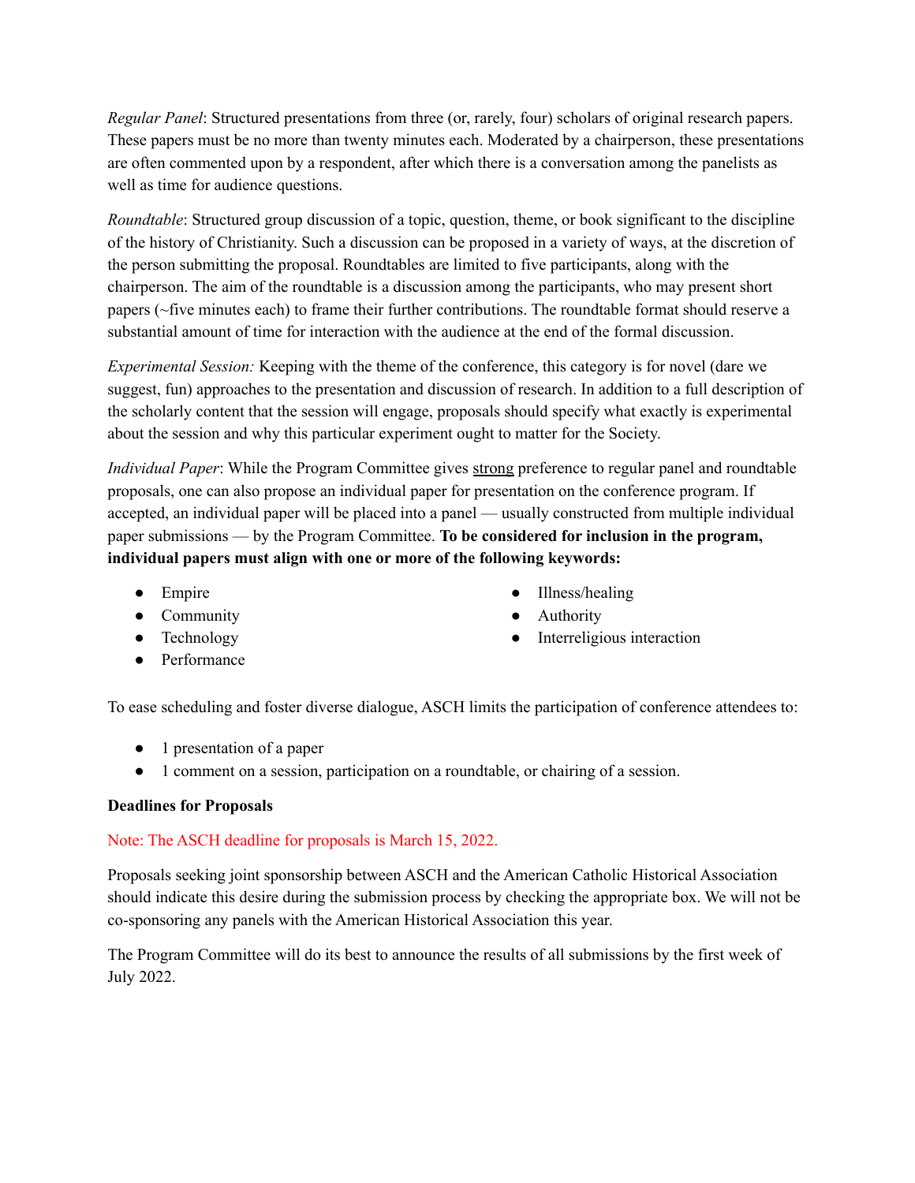*Regular Panel*: Structured presentations from three (or, rarely, four) scholars of original research papers. These papers must be no more than twenty minutes each. Moderated by a chairperson, these presentations are often commented upon by a respondent, after which there is a conversation among the panelists as well as time for audience questions.

*Roundtable*: Structured group discussion of a topic, question, theme, or book significant to the discipline of the history of Christianity. Such a discussion can be proposed in a variety of ways, at the discretion of the person submitting the proposal. Roundtables are limited to five participants, along with the chairperson. The aim of the roundtable is a discussion among the participants, who may present short papers (~five minutes each) to frame their further contributions. The roundtable format should reserve a substantial amount of time for interaction with the audience at the end of the formal discussion.

*Experimental Session:* Keeping with the theme of the conference, this category is for novel (dare we suggest, fun) approaches to the presentation and discussion of research. In addition to a full description of the scholarly content that the session will engage, proposals should specify what exactly is experimental about the session and why this particular experiment ought to matter for the Society.

*Individual Paper*: While the Program Committee gives strong preference to regular panel and roundtable proposals, one can also propose an individual paper for presentation on the conference program. If accepted, an individual paper will be placed into a panel — usually constructed from multiple individual paper submissions — by the Program Committee. **To be considered for inclusion in the program, individual papers must align with one or more of the following keywords:**

- Empire
- Community
- Technology
- Performance
- Illness/healing
- Authority
- Interreligious interaction

To ease scheduling and foster diverse dialogue, ASCH limits the participation of conference attendees to:

- 1 presentation of a paper
- 1 comment on a session, participation on a roundtable, or chairing of a session.

**Deadlines for Proposals**

Note: The ASCH deadline for proposals is March 15, 2022.

Proposals seeking joint sponsorship between ASCH and the American Catholic Historical Association should indicate this desire during the submission process by checking the appropriate box. We will not be co-sponsoring any panels with the American Historical Association this year.

The Program Committee will do its best to announce the results of all submissions by the first week of July 2022.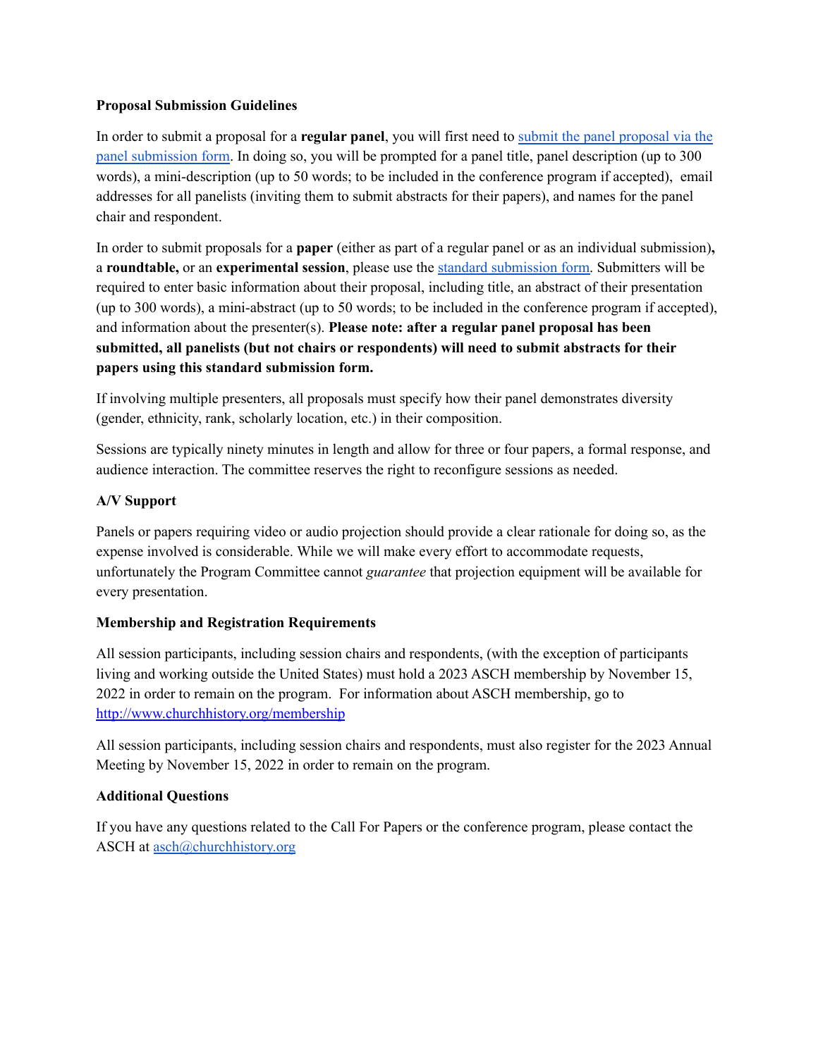**Proposal Submission Guidelines**

In order to submit a proposal for a **regular panel**, you will first need to submit the panel proposal via the panel submission form. In doing so, you will be prompted for a panel title, panel description (up to 300 words), a mini-description (up to 50 words; to be included in the conference program if accepted), email addresses for all panelists (inviting them to submit abstracts for their papers), and names for the panel chair and respondent.

In order to submit proposals for a **paper** (either as part of a regular panel or as an individual submission)**,** a **roundtable,** or an **experimental session**, please use the standard submission form. Submitters will be required to enter basic information about their proposal, including title, an abstract of their presentation (up to 300 words), a mini-abstract (up to 50 words; to be included in the conference program if accepted), and information about the presenter(s). **Please note: after a regular panel proposal has been submitted, all panelists (but not chairs or respondents) will need to submit abstracts for their papers using this standard submission form.**

If involving multiple presenters, all proposals must specify how their panel demonstrates diversity (gender, ethnicity, rank, scholarly location, etc.) in their composition.

Sessions are typically ninety minutes in length and allow for three or four papers, a formal response, and audience interaction. The committee reserves the right to reconfigure sessions as needed.

**A/V Support**

Panels or papers requiring video or audio projection should provide a clear rationale for doing so, as the expense involved is considerable. While we will make every effort to accommodate requests, unfortunately the Program Committee cannot *guarantee* that projection equipment will be available for every presentation.

**Membership and Registration Requirements**

All session participants, including session chairs and respondents, (with the exception of participants living and working outside the United States) must hold a 2023 ASCH membership by November 15, 2022 in order to remain on the program. For information about ASCH membership, go to http://www.churchhistory.org/membership

All session participants, including session chairs and respondents, must also register for the 2023 Annual Meeting by November 15, 2022 in order to remain on the program.

**Additional Questions**

If you have any questions related to the Call For Papers or the conference program, please contact the ASCH at asch@churchhistory.org